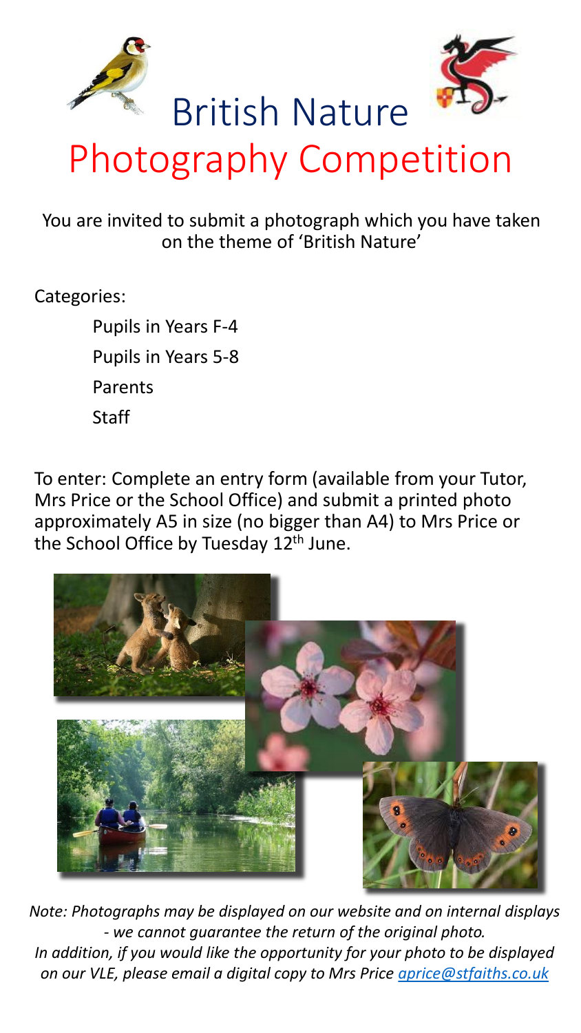# British Nature Photography Competition

You are invited to submit a photograph which you have taken on the theme of 'British Nature'

Categories:

- Pupils in Years F-4
- Pupils in Years 5-8
- Parents
- Staff

To enter: Complete an entry form (available from your Tutor, Mrs Price or the School Office) and submit a printed photo approximately A5 in size (no bigger than A4) to Mrs Price or the School Office by Tuesday 12th June.

*Note: Photographs may be displayed on our website and on internal displays - we cannot guarantee the return of the original photo.*
*In addition, if you would like the opportunity for your photo to be displayed on our VLE, please email a digital copy to Mrs Price [aprice@stfaiths.co.uk](mailto:aprice@stfaiths.co.uk)*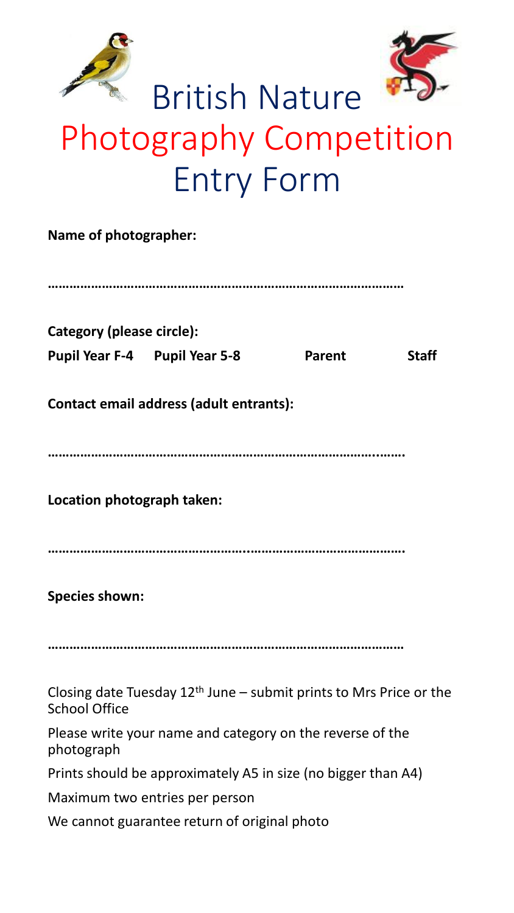# British Nature Photography Competition Entry Form

**Name of photographer:**

………………………………………………………………………………………

**Category (please circle):**

**Pupil Year F-4     Pupil Year 5-8     Parent     Staff**

**Contact email address (adult entrants):**

……………………………………………………………………………………….

**Location photograph taken:**

……………………………………………………………………………………….

**Species shown:**

………………………………………………………………………………………

Closing date Tuesday 12th June – submit prints to Mrs Price or the School Office

Please write your name and category on the reverse of the photograph

Prints should be approximately A5 in size (no bigger than A4)

Maximum two entries per person

We cannot guarantee return of original photo